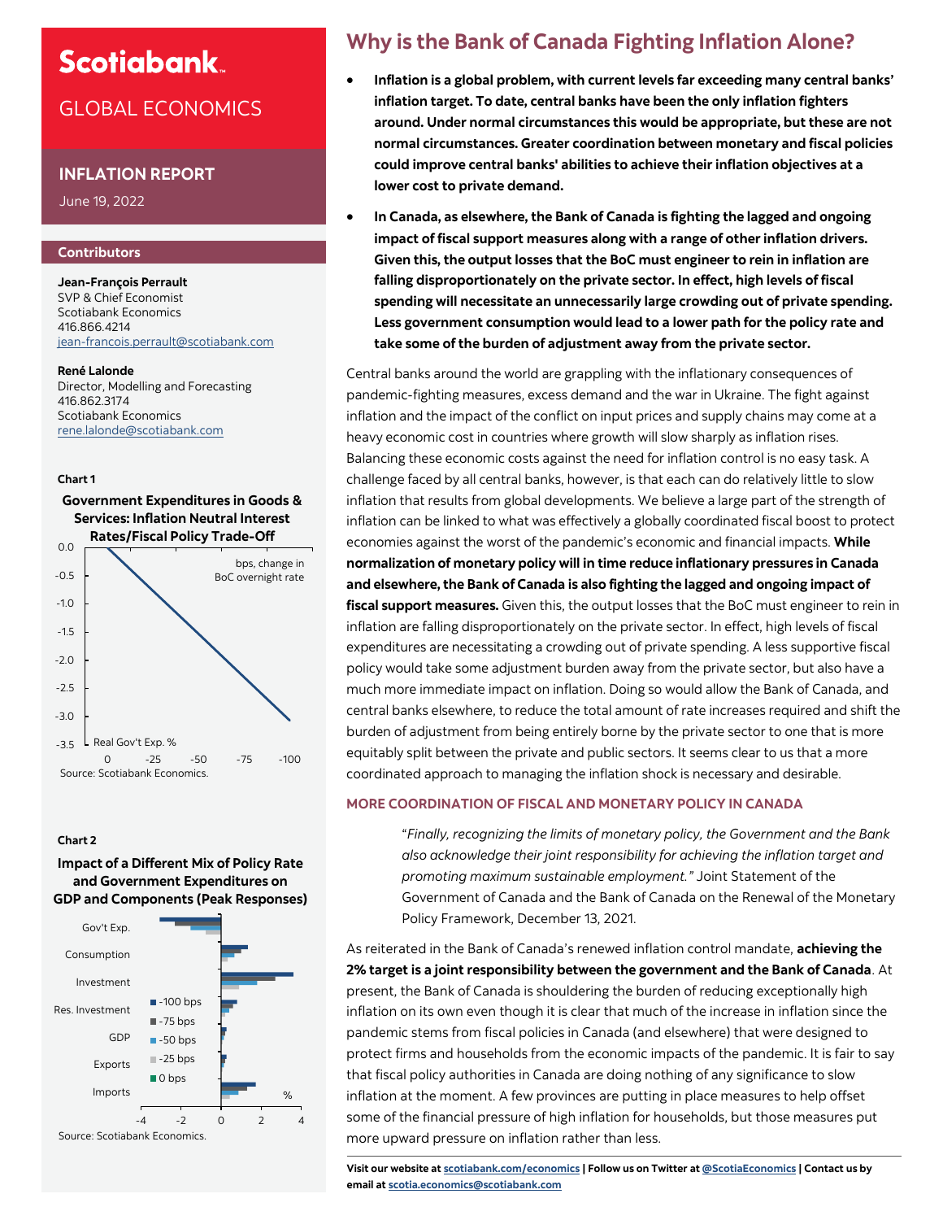# Scotiabank.

## GLOBAL ECONOMICS

### INFLATION REPORT

June 19, 2022

#### Contributors

**Jean-François Perrault**
SVP & Chief Economist
Scotiabank Economics
416.866.4214
jean-francois.perrault@scotiabank.com

**René Lalonde**
Director, Modelling and Forecasting
416.862.3174
Scotiabank Economics
rene.lalonde@scotiabank.com

**Chart 1**

**Government Expenditures in Goods & Services: Inflation Neutral Interest Rates/Fiscal Policy Trade-Off**

Source: Scotiabank Economics.

**Chart 2**

**Impact of a Different Mix of Policy Rate and Government Expenditures on GDP and Components (Peak Responses)**

Source: Scotiabank Economics.

# Why is the Bank of Canada Fighting Inflation Alone?

- **Inflation is a global problem, with current levels far exceeding many central banks' inflation target. To date, central banks have been the only inflation fighters around. Under normal circumstances this would be appropriate, but these are not normal circumstances. Greater coordination between monetary and fiscal policies could improve central banks' abilities to achieve their inflation objectives at a lower cost to private demand.**
- **In Canada, as elsewhere, the Bank of Canada is fighting the lagged and ongoing impact of fiscal support measures along with a range of other inflation drivers. Given this, the output losses that the BoC must engineer to rein in inflation are falling disproportionately on the private sector. In effect, high levels of fiscal spending will necessitate an unnecessarily large crowding out of private spending. Less government consumption would lead to a lower path for the policy rate and take some of the burden of adjustment away from the private sector.**

Central banks around the world are grappling with the inflationary consequences of pandemic-fighting measures, excess demand and the war in Ukraine. The fight against inflation and the impact of the conflict on input prices and supply chains may come at a heavy economic cost in countries where growth will slow sharply as inflation rises. Balancing these economic costs against the need for inflation control is no easy task. A challenge faced by all central banks, however, is that each can do relatively little to slow inflation that results from global developments. We believe a large part of the strength of inflation can be linked to what was effectively a globally coordinated fiscal boost to protect economies against the worst of the pandemic's economic and financial impacts. **While normalization of monetary policy will in time reduce inflationary pressures in Canada and elsewhere, the Bank of Canada is also fighting the lagged and ongoing impact of fiscal support measures.** Given this, the output losses that the BoC must engineer to rein in inflation are falling disproportionately on the private sector. In effect, high levels of fiscal expenditures are necessitating a crowding out of private spending. A less supportive fiscal policy would take some adjustment burden away from the private sector, but also have a much more immediate impact on inflation. Doing so would allow the Bank of Canada, and central banks elsewhere, to reduce the total amount of rate increases required and shift the burden of adjustment from being entirely borne by the private sector to one that is more equitably split between the private and public sectors. It seems clear to us that a more coordinated approach to managing the inflation shock is necessary and desirable.

### MORE COORDINATION OF FISCAL AND MONETARY POLICY IN CANADA

> "*Finally, recognizing the limits of monetary policy, the Government and the Bank also acknowledge their joint responsibility for achieving the inflation target and promoting maximum sustainable employment.*" Joint Statement of the Government of Canada and the Bank of Canada on the Renewal of the Monetary Policy Framework, December 13, 2021.

As reiterated in the Bank of Canada's renewed inflation control mandate, **achieving the 2% target is a joint responsibility between the government and the Bank of Canada**. At present, the Bank of Canada is shouldering the burden of reducing exceptionally high inflation on its own even though it is clear that much of the increase in inflation since the pandemic stems from fiscal policies in Canada (and elsewhere) that were designed to protect firms and households from the economic impacts of the pandemic. It is fair to say that fiscal policy authorities in Canada are doing nothing of any significance to slow inflation at the moment. A few provinces are putting in place measures to help offset some of the financial pressure of high inflation for households, but those measures put more upward pressure on inflation rather than less.

**Visit our website at scotiabank.com/economics | Follow us on Twitter at @ScotiaEconomics | Contact us by email at scotia.economics@scotiabank.com**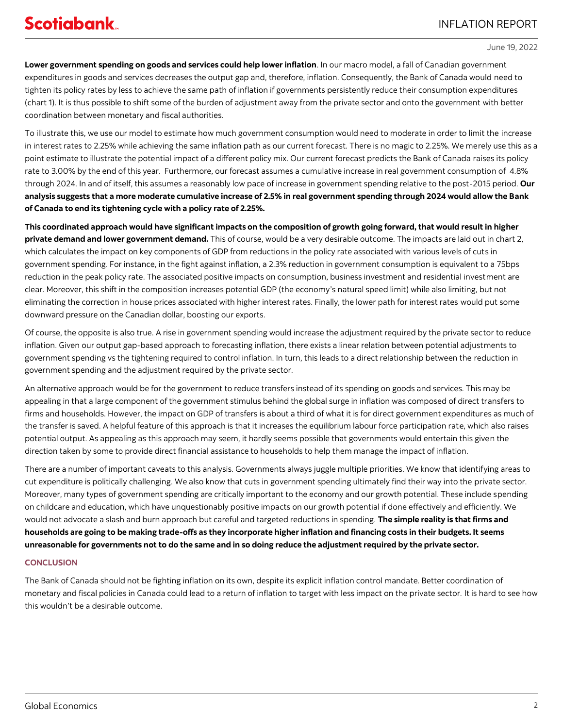**Lower government spending on goods and services could help lower inflation**. In our macro model, a fall of Canadian government expenditures in goods and services decreases the output gap and, therefore, inflation. Consequently, the Bank of Canada would need to tighten its policy rates by less to achieve the same path of inflation if governments persistently reduce their consumption expenditures (chart 1). It is thus possible to shift some of the burden of adjustment away from the private sector and onto the government with better coordination between monetary and fiscal authorities.

To illustrate this, we use our model to estimate how much government consumption would need to moderate in order to limit the increase in interest rates to 2.25% while achieving the same inflation path as our current forecast. There is no magic to 2.25%. We merely use this as a point estimate to illustrate the potential impact of a different policy mix. Our current forecast predicts the Bank of Canada raises its policy rate to 3.00% by the end of this year. Furthermore, our forecast assumes a cumulative increase in real government consumption of 4.8% through 2024. In and of itself, this assumes a reasonably low pace of increase in government spending relative to the post-2015 period. **Our analysis suggests that a more moderate cumulative increase of 2.5% in real government spending through 2024 would allow the Bank of Canada to end its tightening cycle with a policy rate of 2.25%.**

**This coordinated approach would have significant impacts on the composition of growth going forward, that would result in higher private demand and lower government demand.** This of course, would be a very desirable outcome. The impacts are laid out in chart 2, which calculates the impact on key components of GDP from reductions in the policy rate associated with various levels of cuts in government spending. For instance, in the fight against inflation, a 2.3% reduction in government consumption is equivalent to a 75bps reduction in the peak policy rate. The associated positive impacts on consumption, business investment and residential investment are clear. Moreover, this shift in the composition increases potential GDP (the economy's natural speed limit) while also limiting, but not eliminating the correction in house prices associated with higher interest rates. Finally, the lower path for interest rates would put some downward pressure on the Canadian dollar, boosting our exports.

Of course, the opposite is also true. A rise in government spending would increase the adjustment required by the private sector to reduce inflation. Given our output gap-based approach to forecasting inflation, there exists a linear relation between potential adjustments to government spending vs the tightening required to control inflation. In turn, this leads to a direct relationship between the reduction in government spending and the adjustment required by the private sector.

An alternative approach would be for the government to reduce transfers instead of its spending on goods and services. This may be appealing in that a large component of the government stimulus behind the global surge in inflation was composed of direct transfers to firms and households. However, the impact on GDP of transfers is about a third of what it is for direct government expenditures as much of the transfer is saved. A helpful feature of this approach is that it increases the equilibrium labour force participation rate, which also raises potential output. As appealing as this approach may seem, it hardly seems possible that governments would entertain this given the direction taken by some to provide direct financial assistance to households to help them manage the impact of inflation.

There are a number of important caveats to this analysis. Governments always juggle multiple priorities. We know that identifying areas to cut expenditure is politically challenging. We also know that cuts in government spending ultimately find their way into the private sector. Moreover, many types of government spending are critically important to the economy and our growth potential. These include spending on childcare and education, which have unquestionably positive impacts on our growth potential if done effectively and efficiently. We would not advocate a slash and burn approach but careful and targeted reductions in spending. **The simple reality is that firms and households are going to be making trade-offs as they incorporate higher inflation and financing costs in their budgets. It seems unreasonable for governments not to do the same and in so doing reduce the adjustment required by the private sector.**

## CONCLUSION

The Bank of Canada should not be fighting inflation on its own, despite its explicit inflation control mandate. Better coordination of monetary and fiscal policies in Canada could lead to a return of inflation to target with less impact on the private sector. It is hard to see how this wouldn't be a desirable outcome.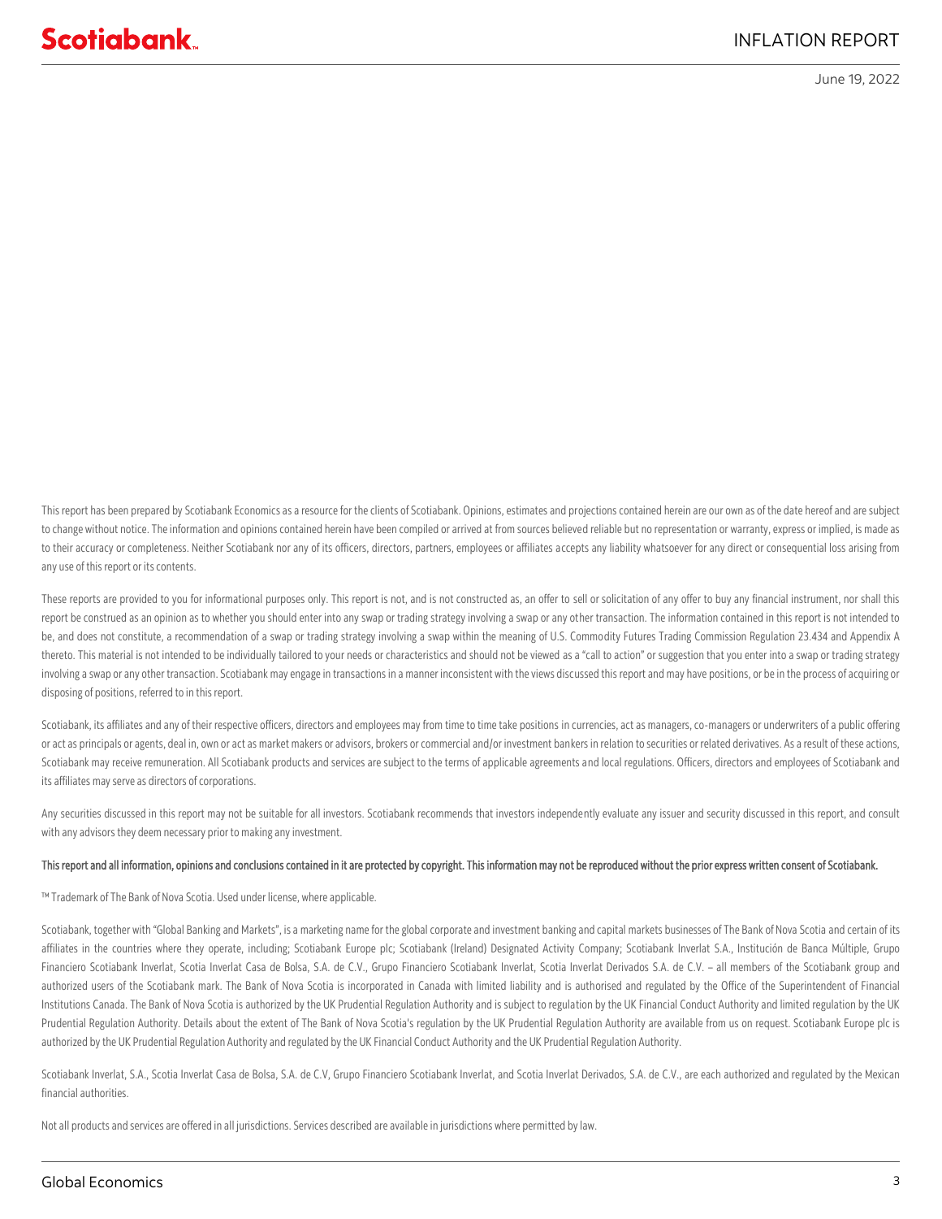This report has been prepared by Scotiabank Economics as a resource for the clients of Scotiabank. Opinions, estimates and projections contained herein are our own as of the date hereof and are subject to change without notice. The information and opinions contained herein have been compiled or arrived at from sources believed reliable but no representation or warranty, express or implied, is made as to their accuracy or completeness. Neither Scotiabank nor any of its officers, directors, partners, employees or affiliates accepts any liability whatsoever for any direct or consequential loss arising from any use of this report or its contents.

These reports are provided to you for informational purposes only. This report is not, and is not constructed as, an offer to sell or solicitation of any offer to buy any financial instrument, nor shall this report be construed as an opinion as to whether you should enter into any swap or trading strategy involving a swap or any other transaction. The information contained in this report is not intended to be, and does not constitute, a recommendation of a swap or trading strategy involving a swap within the meaning of U.S. Commodity Futures Trading Commission Regulation 23.434 and Appendix A thereto. This material is not intended to be individually tailored to your needs or characteristics and should not be viewed as a "call to action" or suggestion that you enter into a swap or trading strategy involving a swap or any other transaction. Scotiabank may engage in transactions in a manner inconsistent with the views discussed this report and may have positions, or be in the process of acquiring or disposing of positions, referred to in this report.

Scotiabank, its affiliates and any of their respective officers, directors and employees may from time to time take positions in currencies, act as managers, co-managers or underwriters of a public offering or act as principals or agents, deal in, own or act as market makers or advisors, brokers or commercial and/or investment bankers in relation to securities or related derivatives. As a result of these actions, Scotiabank may receive remuneration. All Scotiabank products and services are subject to the terms of applicable agreements and local regulations. Officers, directors and employees of Scotiabank and its affiliates may serve as directors of corporations.

Any securities discussed in this report may not be suitable for all investors. Scotiabank recommends that investors independently evaluate any issuer and security discussed in this report, and consult with any advisors they deem necessary prior to making any investment.

**This report and all information, opinions and conclusions contained in it are protected by copyright. This information may not be reproduced without the prior express written consent of Scotiabank.**

™ Trademark of The Bank of Nova Scotia. Used under license, where applicable.

Scotiabank, together with "Global Banking and Markets", is a marketing name for the global corporate and investment banking and capital markets businesses of The Bank of Nova Scotia and certain of its affiliates in the countries where they operate, including; Scotiabank Europe plc; Scotiabank (Ireland) Designated Activity Company; Scotiabank Inverlat S.A., Institución de Banca Múltiple, Grupo Financiero Scotiabank Inverlat, Scotia Inverlat Casa de Bolsa, S.A. de C.V., Grupo Financiero Scotiabank Inverlat, Scotia Inverlat Derivados S.A. de C.V. – all members of the Scotiabank group and authorized users of the Scotiabank mark. The Bank of Nova Scotia is incorporated in Canada with limited liability and is authorised and regulated by the Office of the Superintendent of Financial Institutions Canada. The Bank of Nova Scotia is authorized by the UK Prudential Regulation Authority and is subject to regulation by the UK Financial Conduct Authority and limited regulation by the UK Prudential Regulation Authority. Details about the extent of The Bank of Nova Scotia's regulation by the UK Prudential Regulation Authority are available from us on request. Scotiabank Europe plc is authorized by the UK Prudential Regulation Authority and regulated by the UK Financial Conduct Authority and the UK Prudential Regulation Authority.

Scotiabank Inverlat, S.A., Scotia Inverlat Casa de Bolsa, S.A. de C.V, Grupo Financiero Scotiabank Inverlat, and Scotia Inverlat Derivados, S.A. de C.V., are each authorized and regulated by the Mexican financial authorities.

Not all products and services are offered in all jurisdictions. Services described are available in jurisdictions where permitted by law.